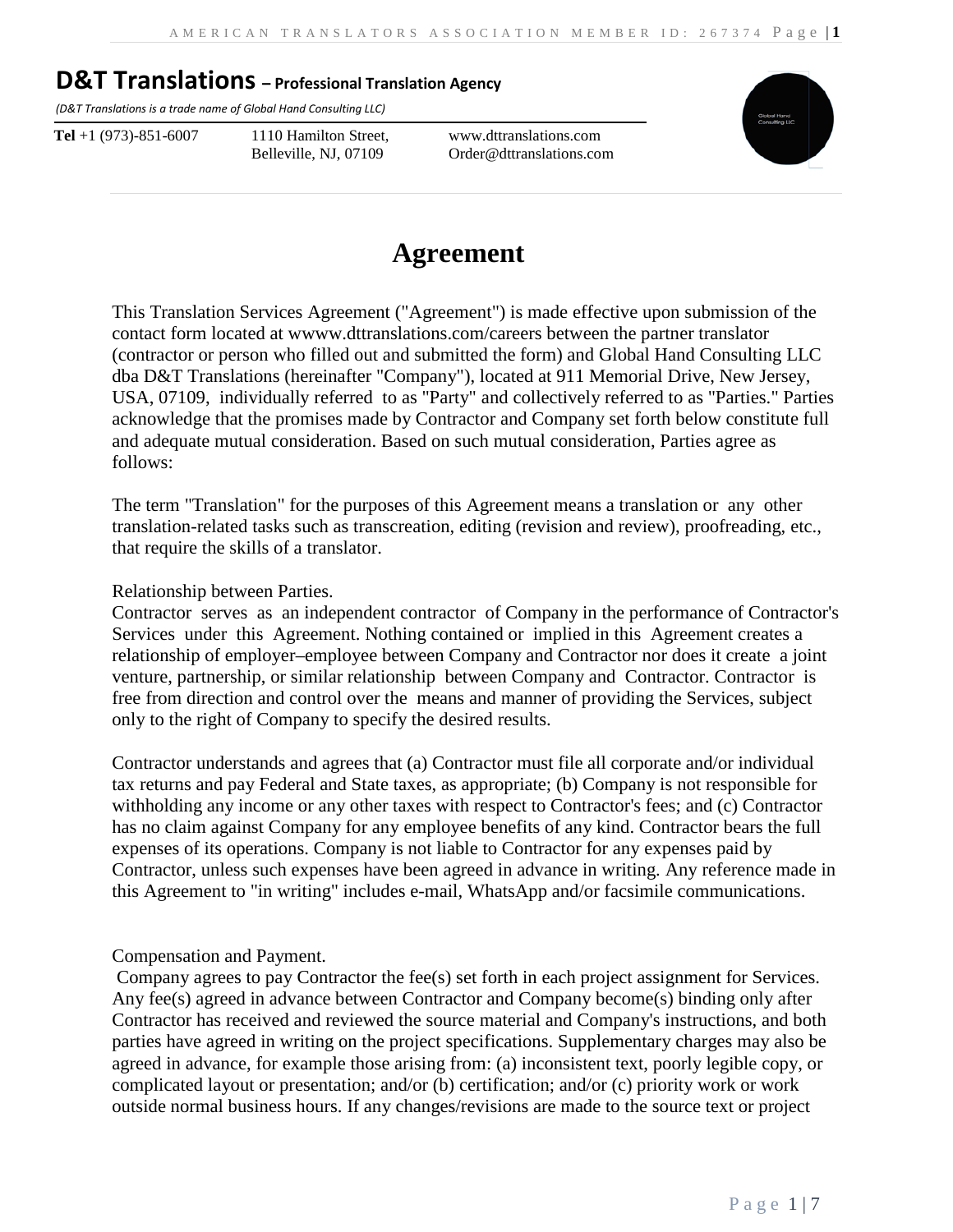# D&T Translations – Professional Translation Agency

*(D&T Translations is a trade name of Global Hand Consulting LLC)*

**Tel** +1 (973)-851-6007 | 1110 Hamilton Street, Belleville, NJ, 07109 | www.dttranslations.com | Order@dttranslations.com

## Agreement

This Translation Services Agreement ("Agreement") is made effective upon submission of the contact form located at wwww.dttranslations.com/careers between the partner translator (contractor or person who filled out and submitted the form) and Global Hand Consulting LLC dba D&T Translations (hereinafter "Company"), located at 911 Memorial Drive, New Jersey, USA, 07109, individually referred to as "Party" and collectively referred to as "Parties." Parties acknowledge that the promises made by Contractor and Company set forth below constitute full and adequate mutual consideration. Based on such mutual consideration, Parties agree as follows:

The term "Translation" for the purposes of this Agreement means a translation or any other translation-related tasks such as transcreation, editing (revision and review), proofreading, etc., that require the skills of a translator.

Relationship between Parties.
Contractor serves as an independent contractor of Company in the performance of Contractor's Services under this Agreement. Nothing contained or implied in this Agreement creates a relationship of employer–employee between Company and Contractor nor does it create a joint venture, partnership, or similar relationship between Company and Contractor. Contractor is free from direction and control over the means and manner of providing the Services, subject only to the right of Company to specify the desired results.

Contractor understands and agrees that (a) Contractor must file all corporate and/or individual tax returns and pay Federal and State taxes, as appropriate; (b) Company is not responsible for withholding any income or any other taxes with respect to Contractor's fees; and (c) Contractor has no claim against Company for any employee benefits of any kind. Contractor bears the full expenses of its operations. Company is not liable to Contractor for any expenses paid by Contractor, unless such expenses have been agreed in advance in writing. Any reference made in this Agreement to "in writing" includes e-mail, WhatsApp and/or facsimile communications.

Compensation and Payment.
Company agrees to pay Contractor the fee(s) set forth in each project assignment for Services. Any fee(s) agreed in advance between Contractor and Company become(s) binding only after Contractor has received and reviewed the source material and Company's instructions, and both parties have agreed in writing on the project specifications. Supplementary charges may also be agreed in advance, for example those arising from: (a) inconsistent text, poorly legible copy, or complicated layout or presentation; and/or (b) certification; and/or (c) priority work or work outside normal business hours. If any changes/revisions are made to the source text or project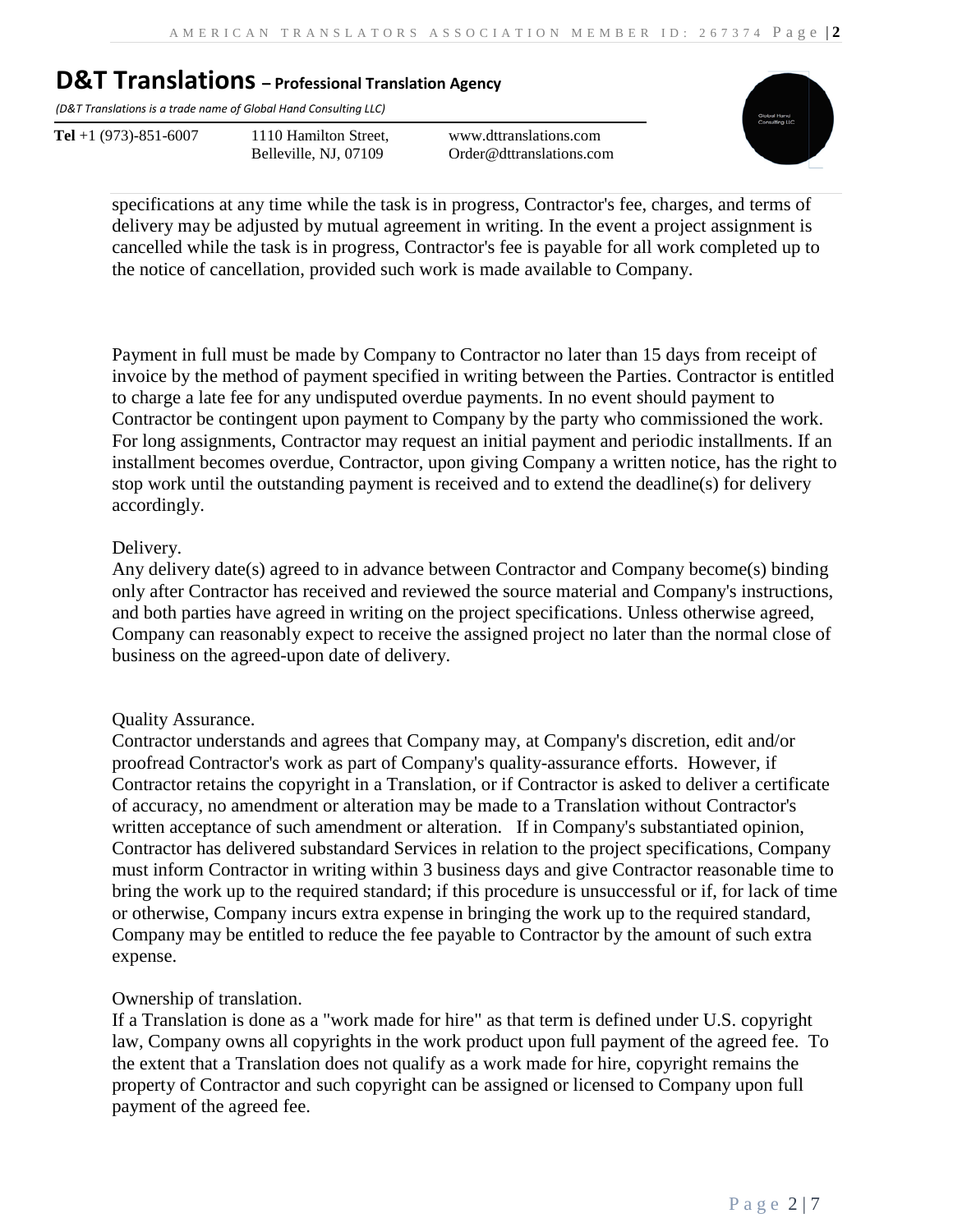specifications at any time while the task is in progress, Contractor's fee, charges, and terms of delivery may be adjusted by mutual agreement in writing. In the event a project assignment is cancelled while the task is in progress, Contractor's fee is payable for all work completed up to the notice of cancellation, provided such work is made available to Company.

Payment in full must be made by Company to Contractor no later than 15 days from receipt of invoice by the method of payment specified in writing between the Parties. Contractor is entitled to charge a late fee for any undisputed overdue payments. In no event should payment to Contractor be contingent upon payment to Company by the party who commissioned the work. For long assignments, Contractor may request an initial payment and periodic installments. If an installment becomes overdue, Contractor, upon giving Company a written notice, has the right to stop work until the outstanding payment is received and to extend the deadline(s) for delivery accordingly.

Delivery.

Any delivery date(s) agreed to in advance between Contractor and Company become(s) binding only after Contractor has received and reviewed the source material and Company's instructions, and both parties have agreed in writing on the project specifications. Unless otherwise agreed, Company can reasonably expect to receive the assigned project no later than the normal close of business on the agreed-upon date of delivery.

Quality Assurance.

Contractor understands and agrees that Company may, at Company's discretion, edit and/or proofread Contractor's work as part of Company's quality-assurance efforts. However, if Contractor retains the copyright in a Translation, or if Contractor is asked to deliver a certificate of accuracy, no amendment or alteration may be made to a Translation without Contractor's written acceptance of such amendment or alteration. If in Company's substantiated opinion, Contractor has delivered substandard Services in relation to the project specifications, Company must inform Contractor in writing within 3 business days and give Contractor reasonable time to bring the work up to the required standard; if this procedure is unsuccessful or if, for lack of time or otherwise, Company incurs extra expense in bringing the work up to the required standard, Company may be entitled to reduce the fee payable to Contractor by the amount of such extra expense.

Ownership of translation.

If a Translation is done as a "work made for hire" as that term is defined under U.S. copyright law, Company owns all copyrights in the work product upon full payment of the agreed fee. To the extent that a Translation does not qualify as a work made for hire, copyright remains the property of Contractor and such copyright can be assigned or licensed to Company upon full payment of the agreed fee.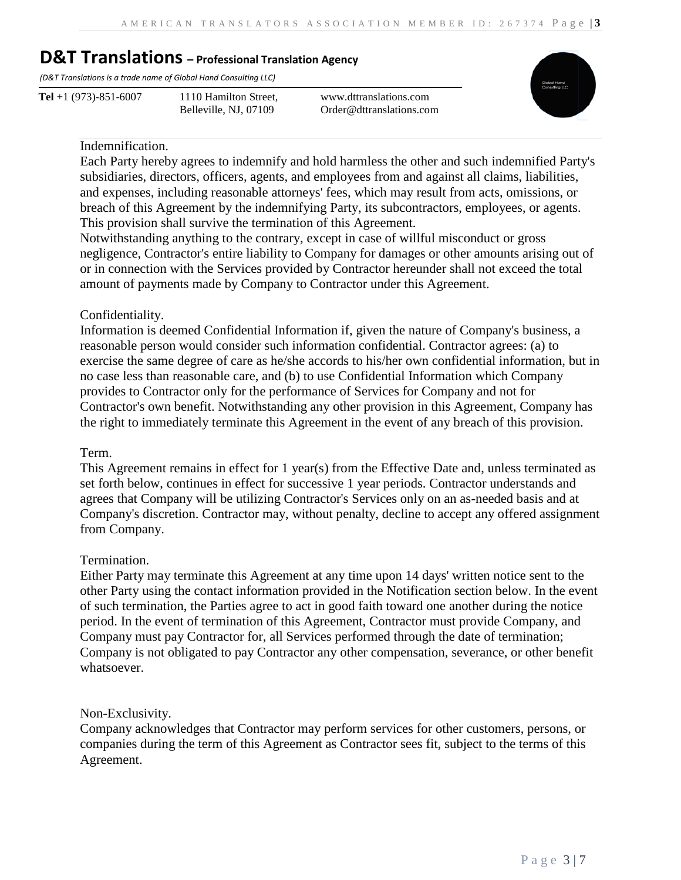## D&T Translations – Professional Translation Agency

*(D&T Translations is a trade name of Global Hand Consulting LLC)*

**Tel** +1 (973)-851-6007 | 1110 Hamilton Street, Belleville, NJ, 07109 | www.dttranslations.com | Order@dttranslations.com

Indemnification.

Each Party hereby agrees to indemnify and hold harmless the other and such indemnified Party's subsidiaries, directors, officers, agents, and employees from and against all claims, liabilities, and expenses, including reasonable attorneys' fees, which may result from acts, omissions, or breach of this Agreement by the indemnifying Party, its subcontractors, employees, or agents. This provision shall survive the termination of this Agreement.

Notwithstanding anything to the contrary, except in case of willful misconduct or gross negligence, Contractor's entire liability to Company for damages or other amounts arising out of or in connection with the Services provided by Contractor hereunder shall not exceed the total amount of payments made by Company to Contractor under this Agreement.

Confidentiality.

Information is deemed Confidential Information if, given the nature of Company's business, a reasonable person would consider such information confidential. Contractor agrees: (a) to exercise the same degree of care as he/she accords to his/her own confidential information, but in no case less than reasonable care, and (b) to use Confidential Information which Company provides to Contractor only for the performance of Services for Company and not for Contractor's own benefit. Notwithstanding any other provision in this Agreement, Company has the right to immediately terminate this Agreement in the event of any breach of this provision.

Term.

This Agreement remains in effect for 1 year(s) from the Effective Date and, unless terminated as set forth below, continues in effect for successive 1 year periods. Contractor understands and agrees that Company will be utilizing Contractor's Services only on an as-needed basis and at Company's discretion. Contractor may, without penalty, decline to accept any offered assignment from Company.

Termination.

Either Party may terminate this Agreement at any time upon 14 days' written notice sent to the other Party using the contact information provided in the Notification section below. In the event of such termination, the Parties agree to act in good faith toward one another during the notice period. In the event of termination of this Agreement, Contractor must provide Company, and Company must pay Contractor for, all Services performed through the date of termination; Company is not obligated to pay Contractor any other compensation, severance, or other benefit whatsoever.

Non-Exclusivity.

Company acknowledges that Contractor may perform services for other customers, persons, or companies during the term of this Agreement as Contractor sees fit, subject to the terms of this Agreement.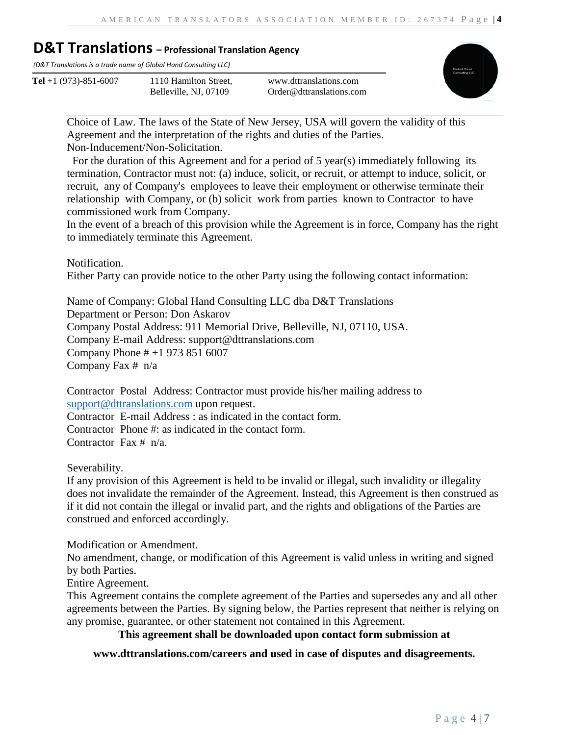**D&T Translations – Professional Translation Agency**

*(D&T Translations is a trade name of Global Hand Consulting LLC)*

**Tel** +1 (973)-851-6007 1110 Hamilton Street, Belleville, NJ, 07109 www.dttranslations.com Order@dttranslations.com

Choice of Law. The laws of the State of New Jersey, USA will govern the validity of this Agreement and the interpretation of the rights and duties of the Parties.

Non-Inducement/Non-Solicitation.

For the duration of this Agreement and for a period of 5 year(s) immediately following its termination, Contractor must not: (a) induce, solicit, or recruit, or attempt to induce, solicit, or recruit, any of Company's employees to leave their employment or otherwise terminate their relationship with Company, or (b) solicit work from parties known to Contractor to have commissioned work from Company.

In the event of a breach of this provision while the Agreement is in force, Company has the right to immediately terminate this Agreement.

Notification.

Either Party can provide notice to the other Party using the following contact information:

Name of Company: Global Hand Consulting LLC dba D&T Translations
Department or Person: Don Askarov
Company Postal Address: 911 Memorial Drive, Belleville, NJ, 07110, USA.
Company E-mail Address: support@dttranslations.com
Company Phone # +1 973 851 6007
Company Fax # n/a

Contractor Postal Address: Contractor must provide his/her mailing address to support@dttranslations.com upon request.
Contractor E-mail Address : as indicated in the contact form.
Contractor Phone #: as indicated in the contact form.
Contractor Fax # n/a.

Severability.

If any provision of this Agreement is held to be invalid or illegal, such invalidity or illegality does not invalidate the remainder of the Agreement. Instead, this Agreement is then construed as if it did not contain the illegal or invalid part, and the rights and obligations of the Parties are construed and enforced accordingly.

Modification or Amendment.

No amendment, change, or modification of this Agreement is valid unless in writing and signed by both Parties.

Entire Agreement.

This Agreement contains the complete agreement of the Parties and supersedes any and all other agreements between the Parties. By signing below, the Parties represent that neither is relying on any promise, guarantee, or other statement not contained in this Agreement.

**This agreement shall be downloaded upon contact form submission at www.dttranslations.com/careers and used in case of disputes and disagreements.**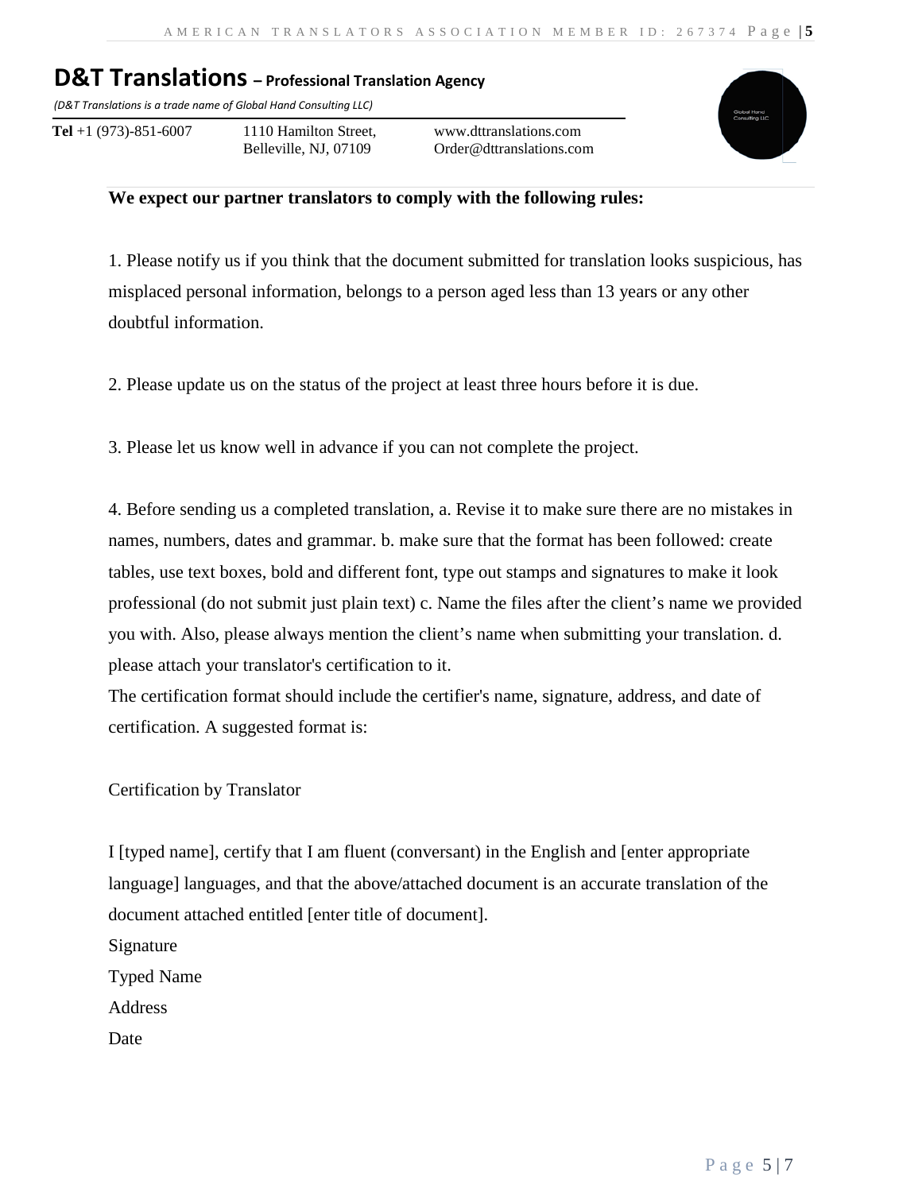# D&T Translations – Professional Translation Agency

*(D&T Translations is a trade name of Global Hand Consulting LLC)*

**Tel** +1 (973)-851-6007 | 1110 Hamilton Street, Belleville, NJ, 07109 | www.dttranslations.com | Order@dttranslations.com

**We expect our partner translators to comply with the following rules:**

1. Please notify us if you think that the document submitted for translation looks suspicious, has misplaced personal information, belongs to a person aged less than 13 years or any other doubtful information.

2. Please update us on the status of the project at least three hours before it is due.

3. Please let us know well in advance if you can not complete the project.

4. Before sending us a completed translation, a. Revise it to make sure there are no mistakes in names, numbers, dates and grammar. b. make sure that the format has been followed: create tables, use text boxes, bold and different font, type out stamps and signatures to make it look professional (do not submit just plain text) c. Name the files after the client's name we provided you with. Also, please always mention the client's name when submitting your translation. d. please attach your translator's certification to it.
The certification format should include the certifier's name, signature, address, and date of certification. A suggested format is:

Certification by Translator

I [typed name], certify that I am fluent (conversant) in the English and [enter appropriate language] languages, and that the above/attached document is an accurate translation of the document attached entitled [enter title of document].
Signature
Typed Name
Address
Date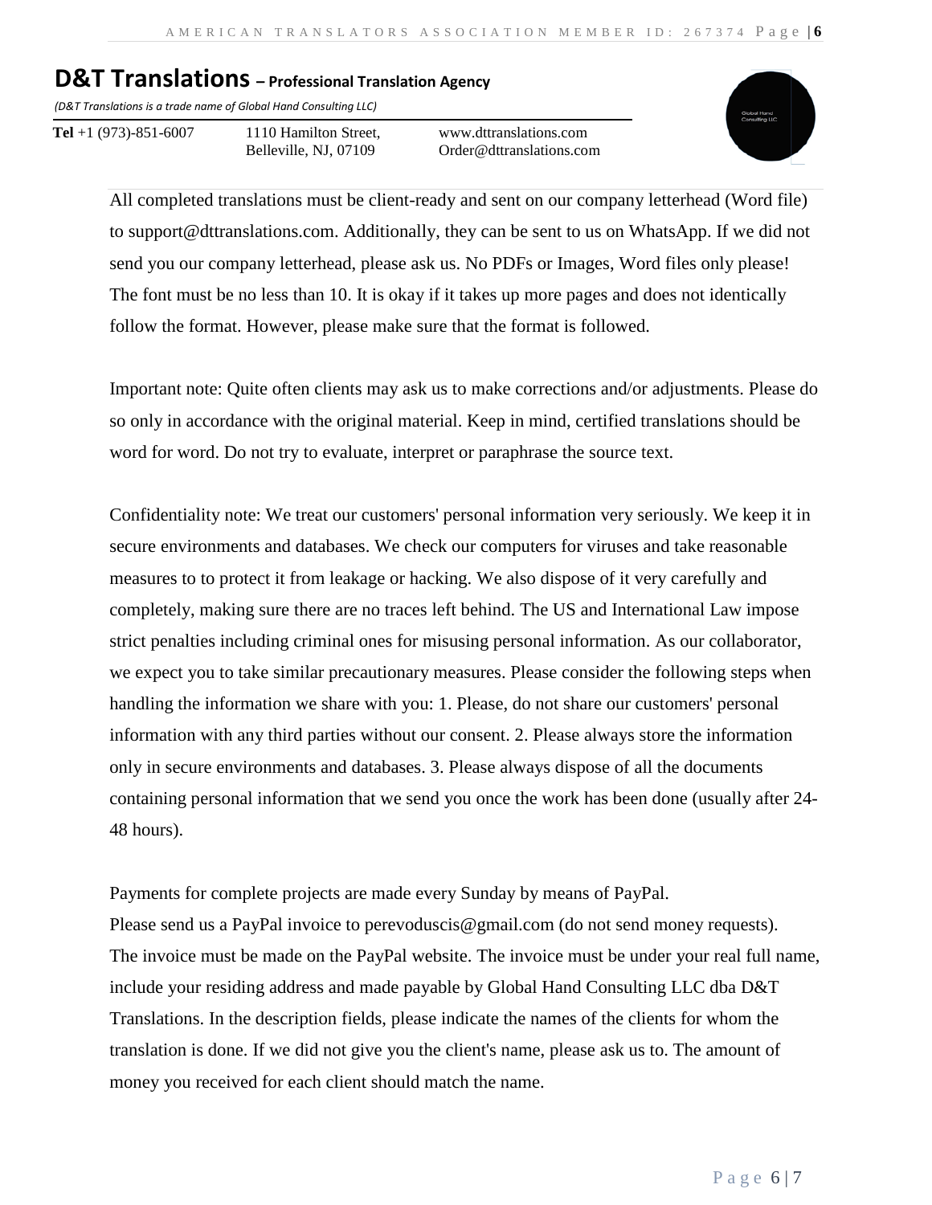**D&T Translations – Professional Translation Agency**

*(D&T Translations is a trade name of Global Hand Consulting LLC)*

**Tel** +1 (973)-851-6007 | 1110 Hamilton Street, Belleville, NJ, 07109 | www.dttranslations.com | Order@dttranslations.com

All completed translations must be client-ready and sent on our company letterhead (Word file) to support@dttranslations.com. Additionally, they can be sent to us on WhatsApp. If we did not send you our company letterhead, please ask us. No PDFs or Images, Word files only please! The font must be no less than 10. It is okay if it takes up more pages and does not identically follow the format. However, please make sure that the format is followed.

Important note: Quite often clients may ask us to make corrections and/or adjustments. Please do so only in accordance with the original material. Keep in mind, certified translations should be word for word. Do not try to evaluate, interpret or paraphrase the source text.

Confidentiality note: We treat our customers' personal information very seriously. We keep it in secure environments and databases. We check our computers for viruses and take reasonable measures to to protect it from leakage or hacking. We also dispose of it very carefully and completely, making sure there are no traces left behind. The US and International Law impose strict penalties including criminal ones for misusing personal information. As our collaborator, we expect you to take similar precautionary measures. Please consider the following steps when handling the information we share with you: 1. Please, do not share our customers' personal information with any third parties without our consent. 2. Please always store the information only in secure environments and databases. 3. Please always dispose of all the documents containing personal information that we send you once the work has been done (usually after 24-48 hours).

Payments for complete projects are made every Sunday by means of PayPal.
Please send us a PayPal invoice to perevoduscis@gmail.com (do not send money requests).
The invoice must be made on the PayPal website. The invoice must be under your real full name, include your residing address and made payable by Global Hand Consulting LLC dba D&T Translations. In the description fields, please indicate the names of the clients for whom the translation is done. If we did not give you the client's name, please ask us to. The amount of money you received for each client should match the name.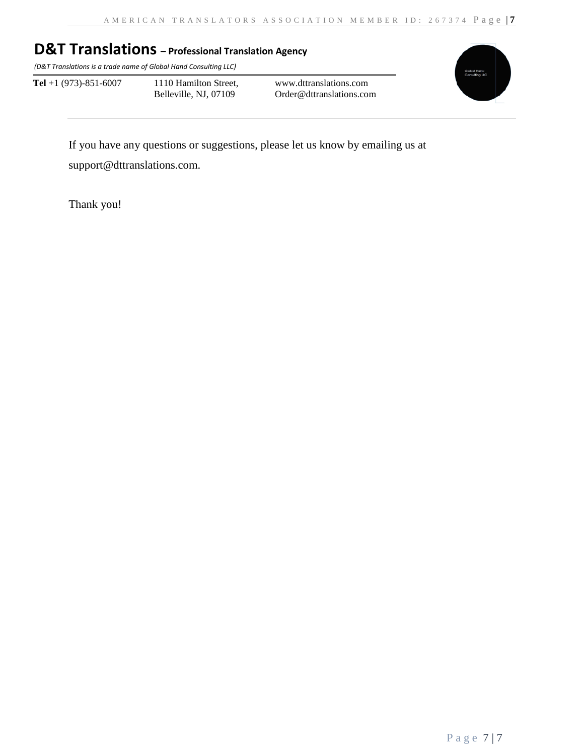If you have any questions or suggestions, please let us know by emailing us at support@dttranslations.com.

Thank you!